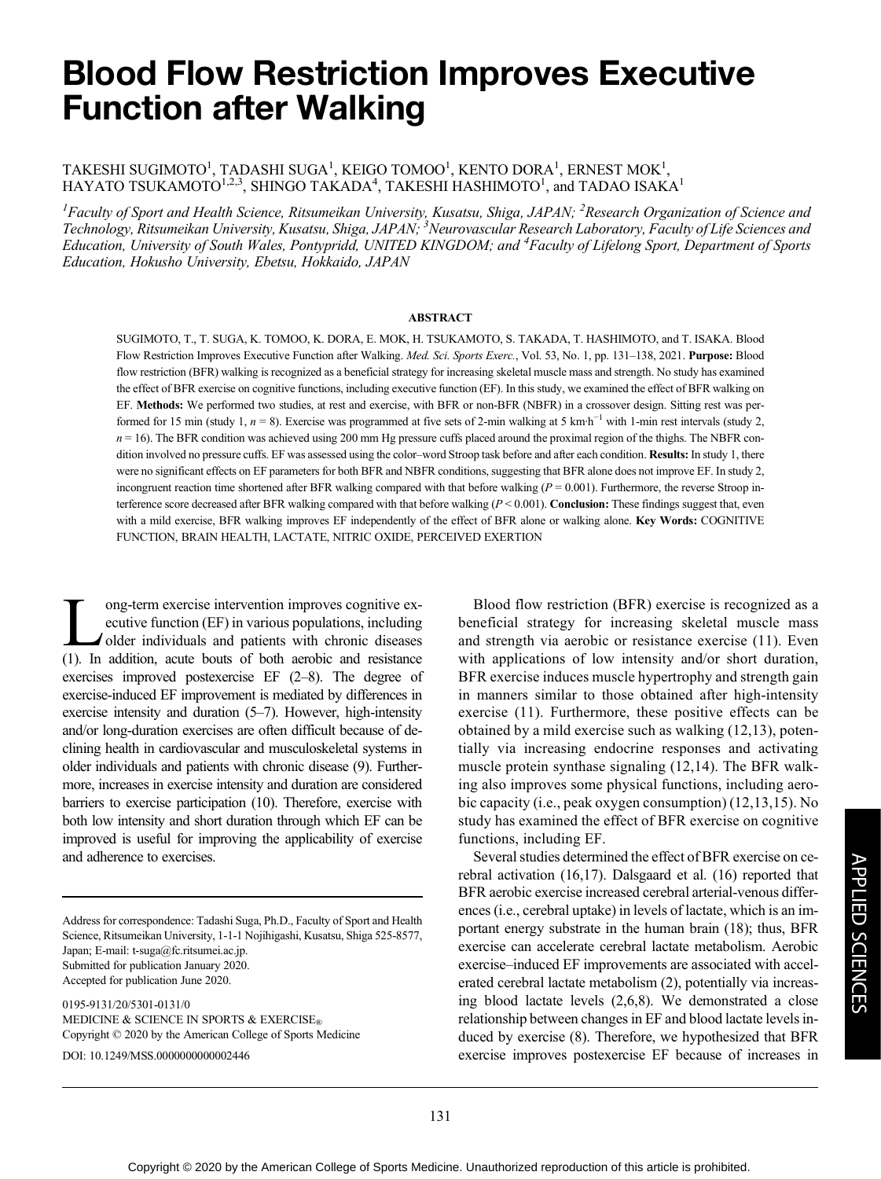# Blood Flow Restriction Improves Executive Function after Walking

TAKESHI SUGIMOTO[1], TADASHI SUGA[1], KEIGO TOMOO[1], KENTO DORA[1], ERNEST MOK[1], HAYATO TSUKAMOTO[1,2,3], SHINGO TAKADA[4], TAKESHI HASHIMOTO[1], and TADAO ISAKA[1]

[1]*Faculty of Sport and Health Science, Ritsumeikan University, Kusatsu, Shiga, JAPAN;* [2]*Research Organization of Science and Technology, Ritsumeikan University, Kusatsu, Shiga, JAPAN;* [3]*Neurovascular Research Laboratory, Faculty of Life Sciences and Education, University of South Wales, Pontypridd, UNITED KINGDOM; and* [4]*Faculty of Lifelong Sport, Department of Sports Education, Hokusho University, Ebetsu, Hokkaido, JAPAN*

## ABSTRACT

SUGIMOTO, T., T. SUGA, K. TOMOO, K. DORA, E. MOK, H. TSUKAMOTO, S. TAKADA, T. HASHIMOTO, and T. ISAKA. Blood Flow Restriction Improves Executive Function after Walking. *Med. Sci. Sports Exerc.*, Vol. 53, No. 1, pp. 131–138, 2021. **Purpose:** Blood flow restriction (BFR) walking is recognized as a beneficial strategy for increasing skeletal muscle mass and strength. No study has examined the effect of BFR exercise on cognitive functions, including executive function (EF). In this study, we examined the effect of BFR walking on EF. **Methods:** We performed two studies, at rest and exercise, with BFR or non-BFR (NBFR) in a crossover design. Sitting rest was performed for 15 min (study 1, $n = 8$). Exercise was programmed at five sets of 2-min walking at 5 km·h$^{-1}$ with 1-min rest intervals (study 2, $n = 16$). The BFR condition was achieved using 200 mm Hg pressure cuffs placed around the proximal region of the thighs. The NBFR condition involved no pressure cuffs. EF was assessed using the color–word Stroop task before and after each condition. **Results:** In study 1, there were no significant effects on EF parameters for both BFR and NBFR conditions, suggesting that BFR alone does not improve EF. In study 2, incongruent reaction time shortened after BFR walking compared with that before walking ($P = 0.001$). Furthermore, the reverse Stroop interference score decreased after BFR walking compared with that before walking ($P < 0.001$). **Conclusion:** These findings suggest that, even with a mild exercise, BFR walking improves EF independently of the effect of BFR alone or walking alone. **Key Words:** COGNITIVE FUNCTION, BRAIN HEALTH, LACTATE, NITRIC OXIDE, PERCEIVED EXERTION

Long-term exercise intervention improves cognitive executive function (EF) in various populations, including older individuals and patients with chronic diseases (1). In addition, acute bouts of both aerobic and resistance exercises improved postexercise EF (2–8). The degree of exercise-induced EF improvement is mediated by differences in exercise intensity and duration (5–7). However, high-intensity and/or long-duration exercises are often difficult because of declining health in cardiovascular and musculoskeletal systems in older individuals and patients with chronic disease (9). Furthermore, increases in exercise intensity and duration are considered barriers to exercise participation (10). Therefore, exercise with both low intensity and short duration through which EF can be improved is useful for improving the applicability of exercise and adherence to exercises.

Address for correspondence: Tadashi Suga, Ph.D., Faculty of Sport and Health Science, Ritsumeikan University, 1-1-1 Nojihigashi, Kusatsu, Shiga 525-8577, Japan; E-mail: t-suga@fc.ritsumei.ac.jp.
Submitted for publication January 2020.
Accepted for publication June 2020.

0195-9131/20/5301-0131/0
MEDICINE & SCIENCE IN SPORTS & EXERCISE®
Copyright © 2020 by the American College of Sports Medicine
DOI: 10.1249/MSS.0000000000002446

Blood flow restriction (BFR) exercise is recognized as a beneficial strategy for increasing skeletal muscle mass and strength via aerobic or resistance exercise (11). Even with applications of low intensity and/or short duration, BFR exercise induces muscle hypertrophy and strength gain in manners similar to those obtained after high-intensity exercise (11). Furthermore, these positive effects can be obtained by a mild exercise such as walking (12,13), potentially via increasing endocrine responses and activating muscle protein synthase signaling (12,14). The BFR walking also improves some physical functions, including aerobic capacity (i.e., peak oxygen consumption) (12,13,15). No study has examined the effect of BFR exercise on cognitive functions, including EF.

Several studies determined the effect of BFR exercise on cerebral activation (16,17). Dalsgaard et al. (16) reported that BFR aerobic exercise increased cerebral arterial-venous differences (i.e., cerebral uptake) in levels of lactate, which is an important energy substrate in the human brain (18); thus, BFR exercise can accelerate cerebral lactate metabolism. Aerobic exercise–induced EF improvements are associated with accelerated cerebral lactate metabolism (2), potentially via increasing blood lactate levels (2,6,8). We demonstrated a close relationship between changes in EF and blood lactate levels induced by exercise (8). Therefore, we hypothesized that BFR exercise improves postexercise EF because of increases in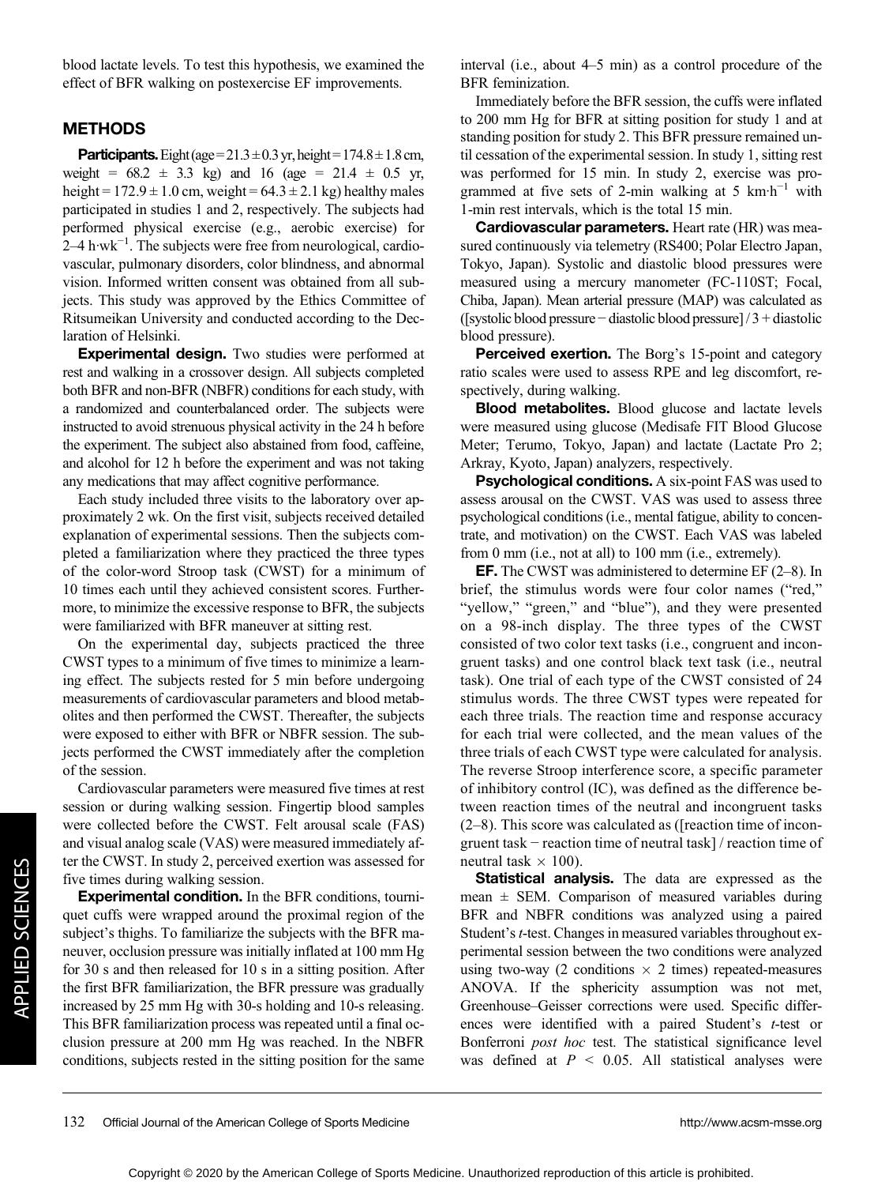blood lactate levels. To test this hypothesis, we examined the effect of BFR walking on postexercise EF improvements.

## METHODS

**Participants.** Eight (age = 21.3 ± 0.3 yr, height = 174.8 ± 1.8 cm, weight = 68.2 ± 3.3 kg) and 16 (age = 21.4 ± 0.5 yr, height = 172.9 ± 1.0 cm, weight = 64.3 ± 2.1 kg) healthy males participated in studies 1 and 2, respectively. The subjects had performed physical exercise (e.g., aerobic exercise) for 2–4 $h \cdot wk^{-1}$. The subjects were free from neurological, cardiovascular, pulmonary disorders, color blindness, and abnormal vision. Informed written consent was obtained from all subjects. This study was approved by the Ethics Committee of Ritsumeikan University and conducted according to the Declaration of Helsinki.

**Experimental design.** Two studies were performed at rest and walking in a crossover design. All subjects completed both BFR and non-BFR (NBFR) conditions for each study, with a randomized and counterbalanced order. The subjects were instructed to avoid strenuous physical activity in the 24 h before the experiment. The subject also abstained from food, caffeine, and alcohol for 12 h before the experiment and was not taking any medications that may affect cognitive performance.

Each study included three visits to the laboratory over approximately 2 wk. On the first visit, subjects received detailed explanation of experimental sessions. Then the subjects completed a familiarization where they practiced the three types of the color-word Stroop task (CWST) for a minimum of 10 times each until they achieved consistent scores. Furthermore, to minimize the excessive response to BFR, the subjects were familiarized with BFR maneuver at sitting rest.

On the experimental day, subjects practiced the three CWST types to a minimum of five times to minimize a learning effect. The subjects rested for 5 min before undergoing measurements of cardiovascular parameters and blood metabolites and then performed the CWST. Thereafter, the subjects were exposed to either with BFR or NBFR session. The subjects performed the CWST immediately after the completion of the session.

Cardiovascular parameters were measured five times at rest session or during walking session. Fingertip blood samples were collected before the CWST. Felt arousal scale (FAS) and visual analog scale (VAS) were measured immediately after the CWST. In study 2, perceived exertion was assessed for five times during walking session.

**Experimental condition.** In the BFR conditions, tourniquet cuffs were wrapped around the proximal region of the subject's thighs. To familiarize the subjects with the BFR maneuver, occlusion pressure was initially inflated at 100 mm Hg for 30 s and then released for 10 s in a sitting position. After the first BFR familiarization, the BFR pressure was gradually increased by 25 mm Hg with 30-s holding and 10-s releasing. This BFR familiarization process was repeated until a final occlusion pressure at 200 mm Hg was reached. In the NBFR conditions, subjects rested in the sitting position for the same interval (i.e., about 4–5 min) as a control procedure of the BFR feminization.

Immediately before the BFR session, the cuffs were inflated to 200 mm Hg for BFR at sitting position for study 1 and at standing position for study 2. This BFR pressure remained until cessation of the experimental session. In study 1, sitting rest was performed for 15 min. In study 2, exercise was programmed at five sets of 2-min walking at 5 $km \cdot h^{-1}$ with 1-min rest intervals, which is the total 15 min.

**Cardiovascular parameters.** Heart rate (HR) was measured continuously via telemetry (RS400; Polar Electro Japan, Tokyo, Japan). Systolic and diastolic blood pressures were measured using a mercury manometer (FC-110ST; Focal, Chiba, Japan). Mean arterial pressure (MAP) was calculated as ([systolic blood pressure − diastolic blood pressure] / 3 + diastolic blood pressure).

**Perceived exertion.** The Borg's 15-point and category ratio scales were used to assess RPE and leg discomfort, respectively, during walking.

**Blood metabolites.** Blood glucose and lactate levels were measured using glucose (Medisafe FIT Blood Glucose Meter; Terumo, Tokyo, Japan) and lactate (Lactate Pro 2; Arkray, Kyoto, Japan) analyzers, respectively.

**Psychological conditions.** A six-point FAS was used to assess arousal on the CWST. VAS was used to assess three psychological conditions (i.e., mental fatigue, ability to concentrate, and motivation) on the CWST. Each VAS was labeled from 0 mm (i.e., not at all) to 100 mm (i.e., extremely).

**EF.** The CWST was administered to determine EF (2–8). In brief, the stimulus words were four color names ("red," "yellow," "green," and "blue"), and they were presented on a 98-inch display. The three types of the CWST consisted of two color text tasks (i.e., congruent and incongruent tasks) and one control black text task (i.e., neutral task). One trial of each type of the CWST consisted of 24 stimulus words. The three CWST types were repeated for each three trials. The reaction time and response accuracy for each trial were collected, and the mean values of the three trials of each CWST type were calculated for analysis. The reverse Stroop interference score, a specific parameter of inhibitory control (IC), was defined as the difference between reaction times of the neutral and incongruent tasks (2–8). This score was calculated as ([reaction time of incongruent task − reaction time of neutral task] / reaction time of neutral task × 100).

**Statistical analysis.** The data are expressed as the mean ± SEM. Comparison of measured variables during BFR and NBFR conditions was analyzed using a paired Student's *t*-test. Changes in measured variables throughout experimental session between the two conditions were analyzed using two-way (2 conditions × 2 times) repeated-measures ANOVA. If the sphericity assumption was not met, Greenhouse–Geisser corrections were used. Specific differences were identified with a paired Student's *t*-test or Bonferroni *post hoc* test. The statistical significance level was defined at $P < 0.05$. All statistical analyses were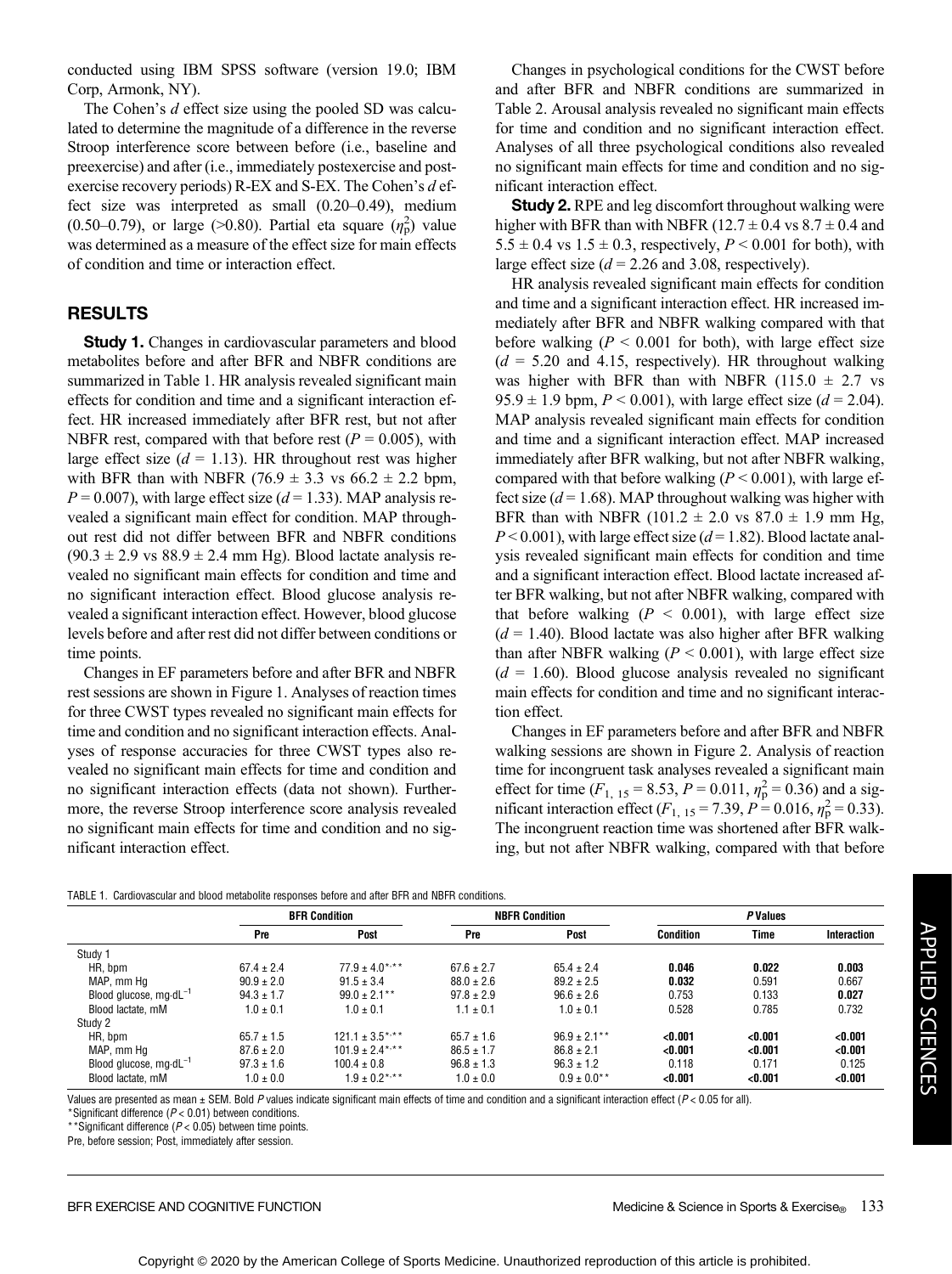conducted using IBM SPSS software (version 19.0; IBM Corp, Armonk, NY).

The Cohen's *d* effect size using the pooled SD was calculated to determine the magnitude of a difference in the reverse Stroop interference score between before (i.e., baseline and preexercise) and after (i.e., immediately postexercise and postexercise recovery periods) R-EX and S-EX. The Cohen's *d* effect size was interpreted as small (0.20–0.49), medium (0.50–0.79), or large (>0.80). Partial eta square ($\eta_p^2$) value was determined as a measure of the effect size for main effects of condition and time or interaction effect.

## RESULTS

**Study 1.** Changes in cardiovascular parameters and blood metabolites before and after BFR and NBFR conditions are summarized in Table 1. HR analysis revealed significant main effects for condition and time and a significant interaction effect. HR increased immediately after BFR rest, but not after NBFR rest, compared with that before rest ($P = 0.005$), with large effect size ($d = 1.13$). HR throughout rest was higher with BFR than with NBFR (76.9 ± 3.3 vs 66.2 ± 2.2 bpm, $P = 0.007$), with large effect size ($d = 1.33$). MAP analysis revealed a significant main effect for condition. MAP throughout rest did not differ between BFR and NBFR conditions (90.3 ± 2.9 vs 88.9 ± 2.4 mm Hg). Blood lactate analysis revealed no significant main effects for condition and time and no significant interaction effect. Blood glucose analysis revealed a significant interaction effect. However, blood glucose levels before and after rest did not differ between conditions or time points.

Changes in EF parameters before and after BFR and NBFR rest sessions are shown in Figure 1. Analyses of reaction times for three CWST types revealed no significant main effects for time and condition and no significant interaction effects. Analyses of response accuracies for three CWST types also revealed no significant main effects for time and condition and no significant interaction effects (data not shown). Furthermore, the reverse Stroop interference score analysis revealed no significant main effects for time and condition and no significant interaction effect.

Changes in psychological conditions for the CWST before and after BFR and NBFR conditions are summarized in Table 2. Arousal analysis revealed no significant main effects for time and condition and no significant interaction effect. Analyses of all three psychological conditions also revealed no significant main effects for time and condition and no significant interaction effect.

**Study 2.** RPE and leg discomfort throughout walking were higher with BFR than with NBFR (12.7 ± 0.4 vs 8.7 ± 0.4 and 5.5 ± 0.4 vs 1.5 ± 0.3, respectively, $P < 0.001$ for both), with large effect size ($d = 2.26$ and 3.08, respectively).

HR analysis revealed significant main effects for condition and time and a significant interaction effect. HR increased immediately after BFR and NBFR walking compared with that before walking ($P < 0.001$ for both), with large effect size ($d = 5.20$ and 4.15, respectively). HR throughout walking was higher with BFR than with NBFR (115.0 ± 2.7 vs 95.9 ± 1.9 bpm, $P < 0.001$), with large effect size ($d = 2.04$). MAP analysis revealed significant main effects for condition and time and a significant interaction effect. MAP increased immediately after BFR walking, but not after NBFR walking, compared with that before walking ($P < 0.001$), with large effect size ($d = 1.68$). MAP throughout walking was higher with BFR than with NBFR (101.2 ± 2.0 vs 87.0 ± 1.9 mm Hg, $P < 0.001$), with large effect size ($d = 1.82$). Blood lactate analysis revealed significant main effects for condition and time and a significant interaction effect. Blood lactate increased after BFR walking, but not after NBFR walking, compared with that before walking ($P < 0.001$), with large effect size ($d = 1.40$). Blood lactate was also higher after BFR walking than after NBFR walking ($P < 0.001$), with large effect size ($d = 1.60$). Blood glucose analysis revealed no significant main effects for condition and time and no significant interaction effect.

Changes in EF parameters before and after BFR and NBFR walking sessions are shown in Figure 2. Analysis of reaction time for incongruent task analyses revealed a significant main effect for time ($F_{1, 15} = 8.53$, $P = 0.011$, $\eta_p^2 = 0.36$) and a significant interaction effect ($F_{1, 15} = 7.39$, $P = 0.016$, $\eta_p^2 = 0.33$). The incongruent reaction time was shortened after BFR walking, but not after NBFR walking, compared with that before

TABLE 1. Cardiovascular and blood metabolite responses before and after BFR and NBFR conditions.

| | BFR Condition | | NBFR Condition | | *P* Values | | |
|---|---|---|---|---|---|---|---|
| | Pre | Post | Pre | Post | Condition | Time | Interaction |
| Study 1 | | | | | | | |
| HR, bpm | 67.4 ± 2.4 | 77.9 ± 4.0*,** | 67.6 ± 2.7 | 65.4 ± 2.4 | **0.046** | **0.022** | **0.003** |
| MAP, mm Hg | 90.9 ± 2.0 | 91.5 ± 3.4 | 88.0 ± 2.6 | 89.2 ± 2.5 | **0.032** | 0.591 | 0.667 |
| Blood glucose, mg·dL$^{-1}$ | 94.3 ± 1.7 | 99.0 ± 2.1** | 97.8 ± 2.9 | 96.6 ± 2.6 | 0.753 | 0.133 | **0.027** |
| Blood lactate, mM | 1.0 ± 0.1 | 1.0 ± 0.1 | 1.1 ± 0.1 | 1.0 ± 0.1 | 0.528 | 0.785 | 0.732 |
| Study 2 | | | | | | | |
| HR, bpm | 65.7 ± 1.5 | 121.1 ± 3.5*,** | 65.7 ± 1.6 | 96.9 ± 2.1** | **<0.001** | **<0.001** | **<0.001** |
| MAP, mm Hg | 87.6 ± 2.0 | 101.9 ± 2.4*,** | 86.5 ± 1.7 | 86.8 ± 2.1 | **<0.001** | **<0.001** | **<0.001** |
| Blood glucose, mg·dL$^{-1}$ | 97.3 ± 1.6 | 100.4 ± 0.8 | 96.8 ± 1.3 | 96.3 ± 1.2 | 0.118 | 0.171 | 0.125 |
| Blood lactate, mM | 1.0 ± 0.0 | 1.9 ± 0.2*,** | 1.0 ± 0.0 | 0.9 ± 0.0** | **<0.001** | **<0.001** | **<0.001** |

Values are presented as mean ± SEM. Bold *P* values indicate significant main effects of time and condition and a significant interaction effect ($P < 0.05$ for all).
*Significant difference ($P < 0.01$) between conditions.
**Significant difference ($P < 0.05$) between time points.
Pre, before session; Post, immediately after session.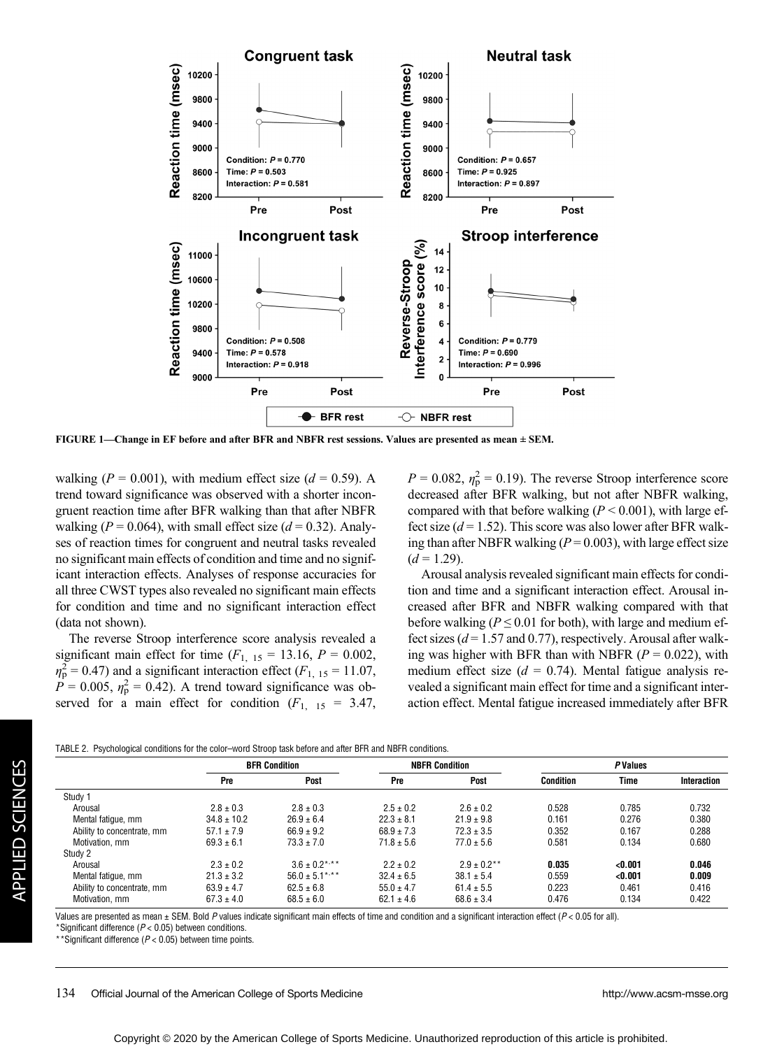FIGURE 1—Change in EF before and after BFR and NBFR rest sessions. Values are presented as mean ± SEM.

walking ($P$ = 0.001), with medium effect size ($d$ = 0.59). A trend toward significance was observed with a shorter incongruent reaction time after BFR walking than that after NBFR walking ($P$ = 0.064), with small effect size ($d$ = 0.32). Analyses of reaction times for congruent and neutral tasks revealed no significant main effects of condition and time and no significant interaction effects. Analyses of response accuracies for all three CWST types also revealed no significant main effects for condition and time and no significant interaction effect (data not shown).

The reverse Stroop interference score analysis revealed a significant main effect for time ($F_{1,\ 15}$ = 13.16, $P$ = 0.002, $\eta_p^2$ = 0.47) and a significant interaction effect ($F_{1,\ 15}$ = 11.07, $P$ = 0.005, $\eta_p^2$ = 0.42). A trend toward significance was observed for a main effect for condition ($F_{1,\ 15}$ = 3.47, $P$ = 0.082, $\eta_p^2$ = 0.19). The reverse Stroop interference score decreased after BFR walking, but not after NBFR walking, compared with that before walking ($P$ < 0.001), with large effect size ($d$ = 1.52). This score was also lower after BFR walking than after NBFR walking ($P$ = 0.003), with large effect size ($d$ = 1.29).

Arousal analysis revealed significant main effects for condition and time and a significant interaction effect. Arousal increased after BFR and NBFR walking compared with that before walking ($P$ ≤ 0.01 for both), with large and medium effect sizes ($d$ = 1.57 and 0.77), respectively. Arousal after walking was higher with BFR than with NBFR ($P$ = 0.022), with medium effect size ($d$ = 0.74). Mental fatigue analysis revealed a significant main effect for time and a significant interaction effect. Mental fatigue increased immediately after BFR

TABLE 2. Psychological conditions for the color–word Stroop task before and after BFR and NBFR conditions.

| | BFR Condition | | NBFR Condition | | P Values | | |
|---|---|---|---|---|---|---|---|
| | Pre | Post | Pre | Post | Condition | Time | Interaction |
| Study 1 | | | | | | | |
| Arousal | 2.8 ± 0.3 | 2.8 ± 0.3 | 2.5 ± 0.2 | 2.6 ± 0.2 | 0.528 | 0.785 | 0.732 |
| Mental fatigue, mm | 34.8 ± 10.2 | 26.9 ± 6.4 | 22.3 ± 8.1 | 21.9 ± 9.8 | 0.161 | 0.276 | 0.380 |
| Ability to concentrate, mm | 57.1 ± 7.9 | 66.9 ± 9.2 | 68.9 ± 7.3 | 72.3 ± 3.5 | 0.352 | 0.167 | 0.288 |
| Motivation, mm | 69.3 ± 6.1 | 73.3 ± 7.0 | 71.8 ± 5.6 | 77.0 ± 5.6 | 0.581 | 0.134 | 0.680 |
| Study 2 | | | | | | | |
| Arousal | 2.3 ± 0.2 | 3.6 ± 0.2*,** | 2.2 ± 0.2 | 2.9 ± 0.2** | **0.035** | **<0.001** | **0.046** |
| Mental fatigue, mm | 21.3 ± 3.2 | 56.0 ± 5.1*,** | 32.4 ± 6.5 | 38.1 ± 5.4 | 0.559 | **<0.001** | **0.009** |
| Ability to concentrate, mm | 63.9 ± 4.7 | 62.5 ± 6.8 | 55.0 ± 4.7 | 61.4 ± 5.5 | 0.223 | 0.461 | 0.416 |
| Motivation, mm | 67.3 ± 4.0 | 68.5 ± 6.0 | 62.1 ± 4.6 | 68.6 ± 3.4 | 0.476 | 0.134 | 0.422 |

Values are presented as mean ± SEM. Bold P values indicate significant main effects of time and condition and a significant interaction effect (P < 0.05 for all).
*Significant difference (P < 0.05) between conditions.
**Significant difference (P < 0.05) between time points.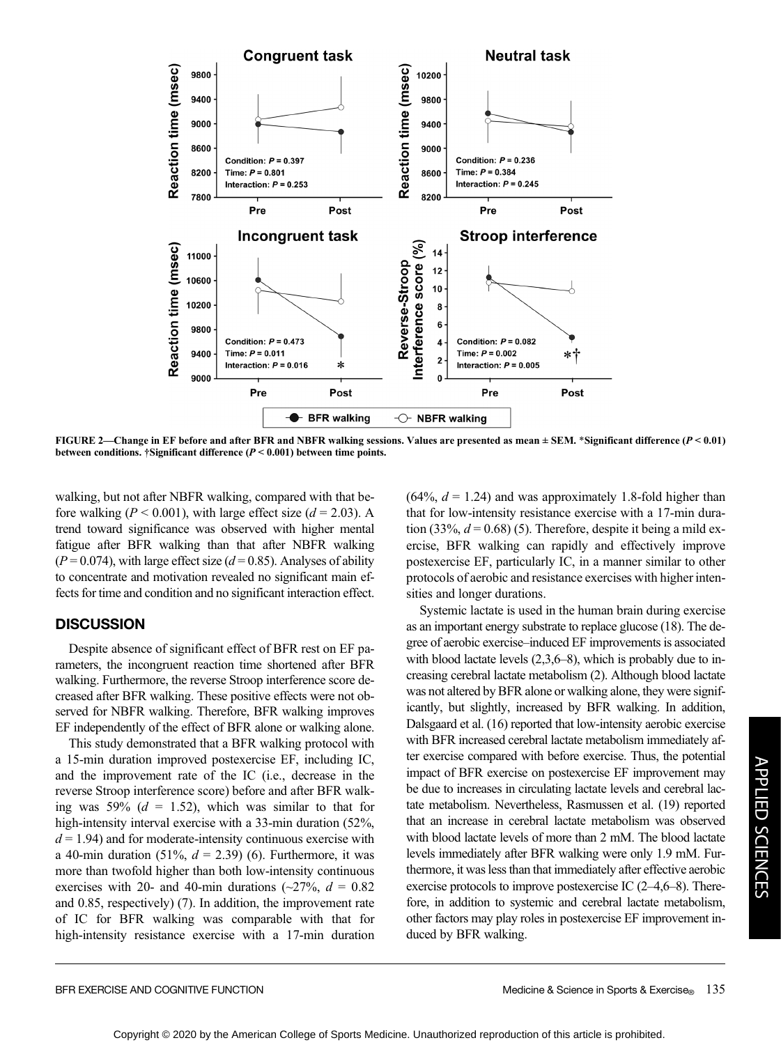FIGURE 2—Change in EF before and after BFR and NBFR walking sessions. Values are presented as mean ± SEM. *Significant difference ($P < 0.01$) between conditions. †Significant difference ($P < 0.001$) between time points.

walking, but not after NBFR walking, compared with that before walking ($P < 0.001$), with large effect size ($d = 2.03$). A trend toward significance was observed with higher mental fatigue after BFR walking than that after NBFR walking ($P = 0.074$), with large effect size ($d = 0.85$). Analyses of ability to concentrate and motivation revealed no significant main effects for time and condition and no significant interaction effect.

## DISCUSSION

Despite absence of significant effect of BFR rest on EF parameters, the incongruent reaction time shortened after BFR walking. Furthermore, the reverse Stroop interference score decreased after BFR walking. These positive effects were not observed for NBFR walking. Therefore, BFR walking improves EF independently of the effect of BFR alone or walking alone.

This study demonstrated that a BFR walking protocol with a 15-min duration improved postexercise EF, including IC, and the improvement rate of the IC (i.e., decrease in the reverse Stroop interference score) before and after BFR walking was 59% ($d = 1.52$), which was similar to that for high-intensity interval exercise with a 33-min duration (52%, $d = 1.94$) and for moderate-intensity continuous exercise with a 40-min duration (51%, $d = 2.39$) (6). Furthermore, it was more than twofold higher than both low-intensity continuous exercises with 20- and 40-min durations (~27%, $d = 0.82$ and 0.85, respectively) (7). In addition, the improvement rate of IC for BFR walking was comparable with that for high-intensity resistance exercise with a 17-min duration (64%, $d = 1.24$) and was approximately 1.8-fold higher than that for low-intensity resistance exercise with a 17-min duration (33%, $d = 0.68$) (5). Therefore, despite it being a mild exercise, BFR walking can rapidly and effectively improve postexercise EF, particularly IC, in a manner similar to other protocols of aerobic and resistance exercises with higher intensities and longer durations.

Systemic lactate is used in the human brain during exercise as an important energy substrate to replace glucose (18). The degree of aerobic exercise–induced EF improvements is associated with blood lactate levels (2,3,6–8), which is probably due to increasing cerebral lactate metabolism (2). Although blood lactate was not altered by BFR alone or walking alone, they were significantly, but slightly, increased by BFR walking. In addition, Dalsgaard et al. (16) reported that low-intensity aerobic exercise with BFR increased cerebral lactate metabolism immediately after exercise compared with before exercise. Thus, the potential impact of BFR exercise on postexercise EF improvement may be due to increases in circulating lactate levels and cerebral lactate metabolism. Nevertheless, Rasmussen et al. (19) reported that an increase in cerebral lactate metabolism was observed with blood lactate levels of more than 2 mM. The blood lactate levels immediately after BFR walking were only 1.9 mM. Furthermore, it was less than that immediately after effective aerobic exercise protocols to improve postexercise IC (2–4,6–8). Therefore, in addition to systemic and cerebral lactate metabolism, other factors may play roles in postexercise EF improvement induced by BFR walking.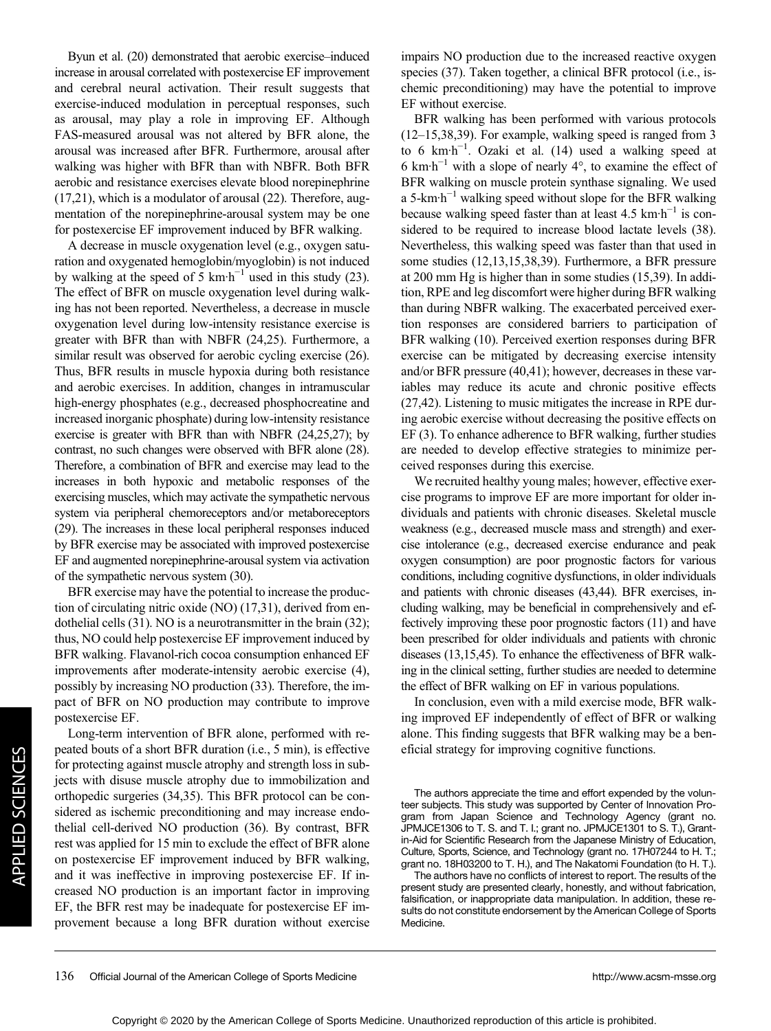Byun et al. (20) demonstrated that aerobic exercise–induced increase in arousal correlated with postexercise EF improvement and cerebral neural activation. Their result suggests that exercise-induced modulation in perceptual responses, such as arousal, may play a role in improving EF. Although FAS-measured arousal was not altered by BFR alone, the arousal was increased after BFR. Furthermore, arousal after walking was higher with BFR than with NBFR. Both BFR aerobic and resistance exercises elevate blood norepinephrine (17,21), which is a modulator of arousal (22). Therefore, augmentation of the norepinephrine-arousal system may be one for postexercise EF improvement induced by BFR walking.

A decrease in muscle oxygenation level (e.g., oxygen saturation and oxygenated hemoglobin/myoglobin) is not induced by walking at the speed of 5 $km \cdot h^{-1}$ used in this study (23). The effect of BFR on muscle oxygenation level during walking has not been reported. Nevertheless, a decrease in muscle oxygenation level during low-intensity resistance exercise is greater with BFR than with NBFR (24,25). Furthermore, a similar result was observed for aerobic cycling exercise (26). Thus, BFR results in muscle hypoxia during both resistance and aerobic exercises. In addition, changes in intramuscular high-energy phosphates (e.g., decreased phosphocreatine and increased inorganic phosphate) during low-intensity resistance exercise is greater with BFR than with NBFR (24,25,27); by contrast, no such changes were observed with BFR alone (28). Therefore, a combination of BFR and exercise may lead to the increases in both hypoxic and metabolic responses of the exercising muscles, which may activate the sympathetic nervous system via peripheral chemoreceptors and/or metaboreceptors (29). The increases in these local peripheral responses induced by BFR exercise may be associated with improved postexercise EF and augmented norepinephrine-arousal system via activation of the sympathetic nervous system (30).

BFR exercise may have the potential to increase the production of circulating nitric oxide (NO) (17,31), derived from endothelial cells (31). NO is a neurotransmitter in the brain (32); thus, NO could help postexercise EF improvement induced by BFR walking. Flavanol-rich cocoa consumption enhanced EF improvements after moderate-intensity aerobic exercise (4), possibly by increasing NO production (33). Therefore, the impact of BFR on NO production may contribute to improve postexercise EF.

Long-term intervention of BFR alone, performed with repeated bouts of a short BFR duration (i.e., 5 min), is effective for protecting against muscle atrophy and strength loss in subjects with disuse muscle atrophy due to immobilization and orthopedic surgeries (34,35). This BFR protocol can be considered as ischemic preconditioning and may increase endothelial cell-derived NO production (36). By contrast, BFR rest was applied for 15 min to exclude the effect of BFR alone on postexercise EF improvement induced by BFR walking, and it was ineffective in improving postexercise EF. If increased NO production is an important factor in improving EF, the BFR rest may be inadequate for postexercise EF improvement because a long BFR duration without exercise impairs NO production due to the increased reactive oxygen species (37). Taken together, a clinical BFR protocol (i.e., ischemic preconditioning) may have the potential to improve EF without exercise.

BFR walking has been performed with various protocols (12–15,38,39). For example, walking speed is ranged from 3 to 6 $km \cdot h^{-1}$. Ozaki et al. (14) used a walking speed at 6 $km \cdot h^{-1}$ with a slope of nearly 4°, to examine the effect of BFR walking on muscle protein synthase signaling. We used a 5-$km \cdot h^{-1}$ walking speed without slope for the BFR walking because walking speed faster than at least 4.5 $km \cdot h^{-1}$ is considered to be required to increase blood lactate levels (38). Nevertheless, this walking speed was faster than that used in some studies (12,13,15,38,39). Furthermore, a BFR pressure at 200 mm Hg is higher than in some studies (15,39). In addition, RPE and leg discomfort were higher during BFR walking than during NBFR walking. The exacerbated perceived exertion responses are considered barriers to participation of BFR walking (10). Perceived exertion responses during BFR exercise can be mitigated by decreasing exercise intensity and/or BFR pressure (40,41); however, decreases in these variables may reduce its acute and chronic positive effects (27,42). Listening to music mitigates the increase in RPE during aerobic exercise without decreasing the positive effects on EF (3). To enhance adherence to BFR walking, further studies are needed to develop effective strategies to minimize perceived responses during this exercise.

We recruited healthy young males; however, effective exercise programs to improve EF are more important for older individuals and patients with chronic diseases. Skeletal muscle weakness (e.g., decreased muscle mass and strength) and exercise intolerance (e.g., decreased exercise endurance and peak oxygen consumption) are poor prognostic factors for various conditions, including cognitive dysfunctions, in older individuals and patients with chronic diseases (43,44). BFR exercises, including walking, may be beneficial in comprehensively and effectively improving these poor prognostic factors (11) and have been prescribed for older individuals and patients with chronic diseases (13,15,45). To enhance the effectiveness of BFR walking in the clinical setting, further studies are needed to determine the effect of BFR walking on EF in various populations.

In conclusion, even with a mild exercise mode, BFR walking improved EF independently of effect of BFR or walking alone. This finding suggests that BFR walking may be a beneficial strategy for improving cognitive functions.

The authors appreciate the time and effort expended by the volunteer subjects. This study was supported by Center of Innovation Program from Japan Science and Technology Agency (grant no. JPMJCE1306 to T. S. and T. I.; grant no. JPMJCE1301 to S. T.), Grant-in-Aid for Scientific Research from the Japanese Ministry of Education, Culture, Sports, Science, and Technology (grant no. 17H07244 to H. T.; grant no. 18H03200 to T. H.), and The Nakatomi Foundation (to H. T.).

The authors have no conflicts of interest to report. The results of the present study are presented clearly, honestly, and without fabrication, falsification, or inappropriate data manipulation. In addition, these results do not constitute endorsement by the American College of Sports Medicine.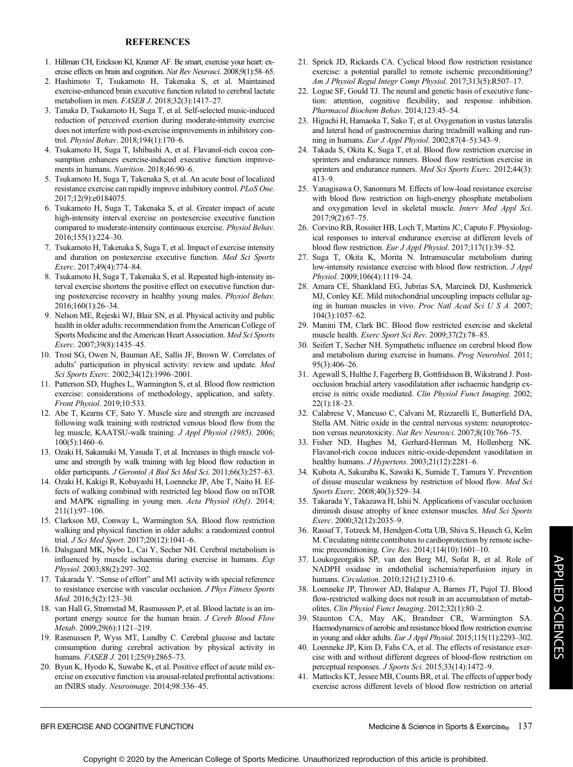## REFERENCES

1. Hillman CH, Erickson KI, Kramer AF. Be smart, exercise your heart: exercise effects on brain and cognition. *Nat Rev Neurosci*. 2008;9(1):58–65.
2. Hashimoto T, Tsukamoto H, Takenaka S, et al. Maintained exercise-enhanced brain executive function related to cerebral lactate metabolism in men. *FASEB J*. 2018;32(3):1417–27.
3. Tanaka D, Tsukamoto H, Suga T, et al. Self-selected music-induced reduction of perceived exertion during moderate-intensity exercise does not interfere with post-exercise improvements in inhibitory control. *Physiol Behav*. 2018;194(1):170–6.
4. Tsukamoto H, Suga T, Ishibashi A, et al. Flavanol-rich cocoa consumption enhances exercise-induced executive function improvements in humans. *Nutrition*. 2018;46:90–6.
5. Tsukamoto H, Suga T, Takenaka S, et al. An acute bout of localized resistance exercise can rapidly improve inhibitory control. *PLoS One*. 2017;12(9):e0184075.
6. Tsukamoto H, Suga T, Takenaka S, et al. Greater impact of acute high-intensity interval exercise on postexercise executive function compared to moderate-intensity continuous exercise. *Physiol Behav*. 2016;155(1):224–30.
7. Tsukamoto H, Takenaka S, Suga T, et al. Impact of exercise intensity and duration on postexercise executive function. *Med Sci Sports Exerc*. 2017;49(4):774–84.
8. Tsukamoto H, Suga T, Takenaka S, et al. Repeated high-intensity interval exercise shortens the positive effect on executive function during postexercise recovery in healthy young males. *Physiol Behav*. 2016;160(1):26–34.
9. Nelson ME, Rejeski WJ, Blair SN, et al. Physical activity and public health in older adults: recommendation from the American College of Sports Medicine and the American Heart Association. *Med Sci Sports Exerc*. 2007;39(8):1435–45.
10. Trost SG, Owen N, Bauman AE, Sallis JF, Brown W. Correlates of adults' participation in physical activity: review and update. *Med Sci Sports Exerc*. 2002;34(12):1996–2001.
11. Patterson SD, Hughes L, Warmington S, et al. Blood flow restriction exercise: considerations of methodology, application, and safety. *Front Physiol*. 2019;10:533.
12. Abe T, Kearns CF, Sato Y. Muscle size and strength are increased following walk training with restricted venous blood flow from the leg muscle, KAATSU-walk training. *J Appl Physiol (1985)*. 2006;100(5):1460–6.
13. Ozaki H, Sakamaki M, Yasuda T, et al. Increases in thigh muscle volume and strength by walk training with leg blood flow reduction in older participants. *J Gerontol A Biol Sci Med Sci*. 2011;66(3):257–63.
14. Ozaki H, Kakigi R, Kobayashi H, Loenneke JP, Abe T, Naito H. Effects of walking combined with restricted leg blood flow on mTOR and MAPK signalling in young men. *Acta Physiol (Oxf)*. 2014;211(1):97–106.
15. Clarkson MJ, Conway L, Warmington SA. Blood flow restriction walking and physical function in older adults: a randomized control trial. *J Sci Med Sport*. 2017;20(12):1041–6.
16. Dalsgaard MK, Nybo L, Cai Y, Secher NH. Cerebral metabolism is influenced by muscle ischaemia during exercise in humans. *Exp Physiol*. 2003;88(2):297–302.
17. Takarada Y. "Sense of effort" and M1 activity with special reference to resistance exercise with vascular occlusion. *J Phys Fitness Sports Med*. 2016;5(2):123–30.
18. van Hall G, Strømstad M, Rasmussen P, et al. Blood lactate is an important energy source for the human brain. *J Cereb Blood Flow Metab*. 2009;29(6):1121–219.
19. Rasmussen P, Wyss MT, Lundby C. Cerebral glucose and lactate consumption during cerebral activation by physical activity in humans. *FASEB J*. 2011;25(9):2865–73.
20. Byun K, Hyodo K, Suwabe K, et al. Positive effect of acute mild exercise on executive function via arousal-related prefrontal activations: an fNIRS study. *Neuroimage*. 2014;98:336–45.
21. Sprick JD, Rickards CA. Cyclical blood flow restriction resistance exercise: a potential parallel to remote ischemic preconditioning? *Am J Physiol Regul Integr Comp Physiol*. 2017;313(5):R507–17.
22. Logue SF, Gould TJ. The neural and genetic basis of executive function: attention, cognitive flexibility, and response inhibition. *Pharmacol Biochem Behav*. 2014;123:45–54.
23. Higuchi H, Hamaoka T, Sako T, et al. Oxygenation in vastus lateralis and lateral head of gastrocnemius during treadmill walking and running in humans. *Eur J Appl Physiol*. 2002;87(4–5):343–9.
24. Takada S, Okita K, Suga T, et al. Blood flow restriction exercise in sprinters and endurance runners. Blood flow restriction exercise in sprinters and endurance runners. *Med Sci Sports Exerc*. 2012;44(3):413–9.
25. Yanagisawa O, Sanomura M. Effects of low-load resistance exercise with blood flow restriction on high-energy phosphate metabolism and oxygenation level in skeletal muscle. *Interv Med Appl Sci*. 2017;9(2):67–75.
26. Corvino RB, Rossiter HB, Loch T, Martins JC, Caputo F. Physiological responses to interval endurance exercise at different levels of blood flow restriction. *Eur J Appl Physiol*. 2017;117(1):39–52.
27. Suga T, Okita K, Morita N. Intramuscular metabolism during low-intensity resistance exercise with blood flow restriction. *J Appl Physiol*. 2009;106(4):1119–24.
28. Amara CE, Shankland EG, Jubrias SA, Marcinek DJ, Kushmerick MJ, Conley KE. Mild mitochondrial uncoupling impacts cellular aging in human muscles in vivo. *Proc Natl Acad Sci U S A*. 2007;104(3):1057–62.
29. Manini TM, Clark BC. Blood flow restricted exercise and skeletal muscle health. *Exerc Sport Sci Rev*. 2009;37(2):78–85.
30. Seifert T, Secher NH. Sympathetic influence on cerebral blood flow and metabolism during exercise in humans. *Prog Neurobiol*. 2011;95(3):406–26.
31. Agewall S, Hulthe J, Fagerberg B, Gottfridsson B, Wikstrand J. Post-occlusion brachial artery vasodilatation after ischaemic handgrip exercise is nitric oxide mediated. *Clin Physiol Funct Imaging*. 2002;22(1):18–23.
32. Calabrese V, Mancuso C, Calvani M, Rizzarelli E, Butterfield DA, Stella AM. Nitric oxide in the central nervous system: neuroprotection versus neurotoxicity. *Nat Rev Neurosci*. 2007;8(10):766–75.
33. Fisher ND, Hughes M, Gerhard-Herman M, Hollenberg NK. Flavanol-rich cocoa induces nitric-oxide-dependent vasodilation in healthy humans. *J Hypertens*. 2003;21(12):2281–6.
34. Kubota A, Sakuraba K, Sawaki K, Sumide T, Tamura Y. Prevention of disuse muscular weakness by restriction of blood flow. *Med Sci Sports Exerc*. 2008;40(3):529–34.
35. Takarada Y, Takazawa H, Ishii N. Applications of vascular occlusion diminish disuse atrophy of knee extensor muscles. *Med Sci Sports Exerc*. 2000;32(12):2035–9.
36. Rassaf T, Totzeck M, Hendgen-Cotta UB, Shiva S, Heusch G, Kelm M. Circulating nitrite contributes to cardioprotection by remote ischemic preconditioning. *Circ Res*. 2014;114(10):1601–10.
37. Loukogeorgakis SP, van den Berg MJ, Sofat R, et al. Role of NADPH oxidase in endothelial ischemia/reperfusion injury in humans. *Circulation*. 2010;121(21):2310–6.
38. Loenneke JP, Thrower AD, Balapur A, Barnes JT, Pujol TJ. Blood flow-restricted walking does not result in an accumulation of metabolites. *Clin Physiol Funct Imaging*. 2012;32(1):80–2.
39. Staunton CA, May AK, Brandner CR, Warmington SA. Haemodynamics of aerobic and resistance blood flow restriction exercise in young and older adults. *Eur J Appl Physiol*. 2015;115(11):2293–302.
40. Loenneke JP, Kim D, Fahs CA, et al. The effects of resistance exercise with and without different degrees of blood-flow restriction on perceptual responses. *J Sports Sci*. 2015;33(14):1472–9.
41. Mattocks KT, Jessee MB, Counts BR, et al. The effects of upper body exercise across different levels of blood flow restriction on arterial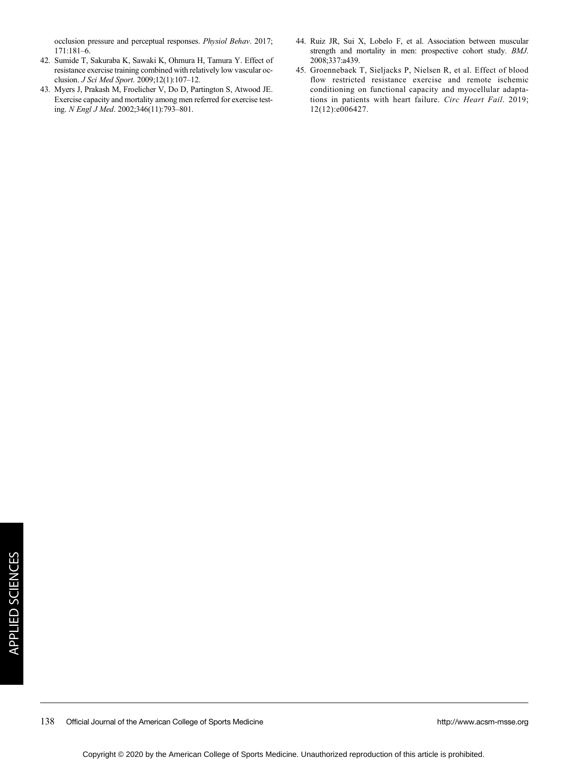occlusion pressure and perceptual responses. *Physiol Behav*. 2017;171:181–6.

42. Sumide T, Sakuraba K, Sawaki K, Ohmura H, Tamura Y. Effect of resistance exercise training combined with relatively low vascular occlusion. *J Sci Med Sport*. 2009;12(1):107–12.
43. Myers J, Prakash M, Froelicher V, Do D, Partington S, Atwood JE. Exercise capacity and mortality among men referred for exercise testing. *N Engl J Med*. 2002;346(11):793–801.
44. Ruiz JR, Sui X, Lobelo F, et al. Association between muscular strength and mortality in men: prospective cohort study. *BMJ*. 2008;337:a439.
45. Groennebaek T, Sieljacks P, Nielsen R, et al. Effect of blood flow restricted resistance exercise and remote ischemic conditioning on functional capacity and myocellular adaptations in patients with heart failure. *Circ Heart Fail*. 2019;12(12):e006427.